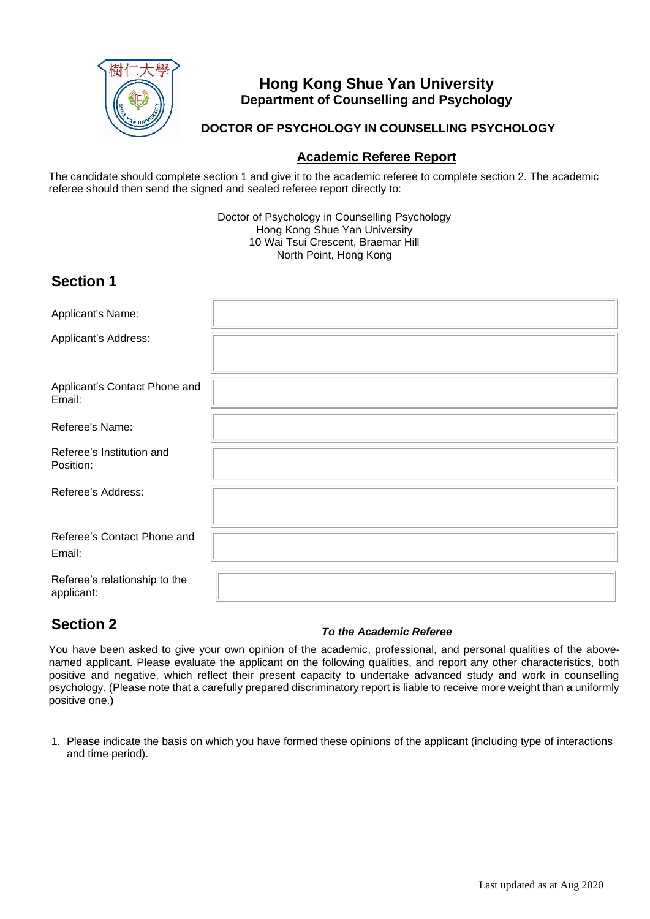# Hong Kong Shue Yan University

## Department of Counselling and Psychology

### DOCTOR OF PSYCHOLOGY IN COUNSELLING PSYCHOLOGY

### Academic Referee Report

The candidate should complete section 1 and give it to the academic referee to complete section 2. The academic referee should then send the signed and sealed referee report directly to:

Doctor of Psychology in Counselling Psychology
Hong Kong Shue Yan University
10 Wai Tsui Crescent, Braemar Hill
North Point, Hong Kong

## Section 1

| | |
|---|---|
| Applicant's Name: | |
| Applicant's Address: | |
| Applicant's Contact Phone and Email: | |
| Referee's Name: | |
| Referee's Institution and Position: | |
| Referee's Address: | |
| Referee's Contact Phone and Email: | |
| Referee's relationship to the applicant: | |

## Section 2

***To the Academic Referee***

You have been asked to give your own opinion of the academic, professional, and personal qualities of the above-named applicant. Please evaluate the applicant on the following qualities, and report any other characteristics, both positive and negative, which reflect their present capacity to undertake advanced study and work in counselling psychology. (Please note that a carefully prepared discriminatory report is liable to receive more weight than a uniformly positive one.)

1. Please indicate the basis on which you have formed these opinions of the applicant (including type of interactions and time period).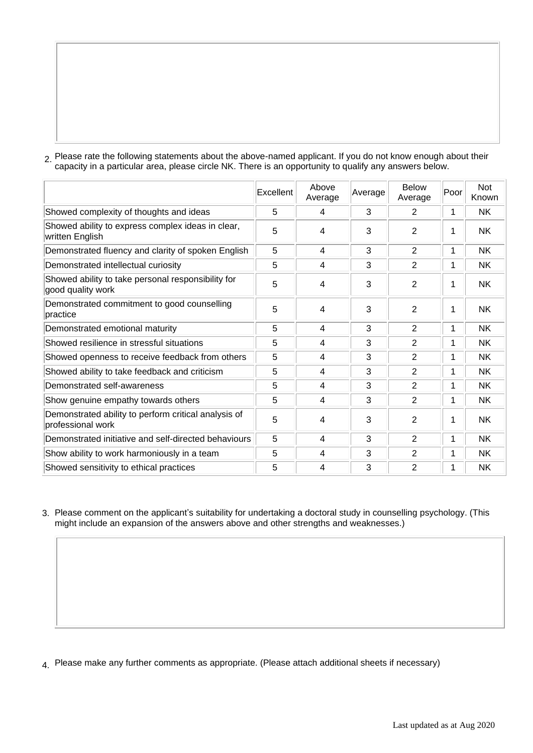2. Please rate the following statements about the above-named applicant. If you do not know enough about their capacity in a particular area, please circle NK. There is an opportunity to qualify any answers below.

| | Excellent | Above Average | Average | Below Average | Poor | Not Known |
|---|---|---|---|---|---|---|
| Showed complexity of thoughts and ideas | 5 | 4 | 3 | 2 | 1 | NK |
| Showed ability to express complex ideas in clear, written English | 5 | 4 | 3 | 2 | 1 | NK |
| Demonstrated fluency and clarity of spoken English | 5 | 4 | 3 | 2 | 1 | NK |
| Demonstrated intellectual curiosity | 5 | 4 | 3 | 2 | 1 | NK |
| Showed ability to take personal responsibility for good quality work | 5 | 4 | 3 | 2 | 1 | NK |
| Demonstrated commitment to good counselling practice | 5 | 4 | 3 | 2 | 1 | NK |
| Demonstrated emotional maturity | 5 | 4 | 3 | 2 | 1 | NK |
| Showed resilience in stressful situations | 5 | 4 | 3 | 2 | 1 | NK |
| Showed openness to receive feedback from others | 5 | 4 | 3 | 2 | 1 | NK |
| Showed ability to take feedback and criticism | 5 | 4 | 3 | 2 | 1 | NK |
| Demonstrated self-awareness | 5 | 4 | 3 | 2 | 1 | NK |
| Show genuine empathy towards others | 5 | 4 | 3 | 2 | 1 | NK |
| Demonstrated ability to perform critical analysis of professional work | 5 | 4 | 3 | 2 | 1 | NK |
| Demonstrated initiative and self-directed behaviours | 5 | 4 | 3 | 2 | 1 | NK |
| Show ability to work harmoniously in a team | 5 | 4 | 3 | 2 | 1 | NK |
| Showed sensitivity to ethical practices | 5 | 4 | 3 | 2 | 1 | NK |

3. Please comment on the applicant's suitability for undertaking a doctoral study in counselling psychology. (This might include an expansion of the answers above and other strengths and weaknesses.)

4. Please make any further comments as appropriate. (Please attach additional sheets if necessary)

Last updated as at Aug 2020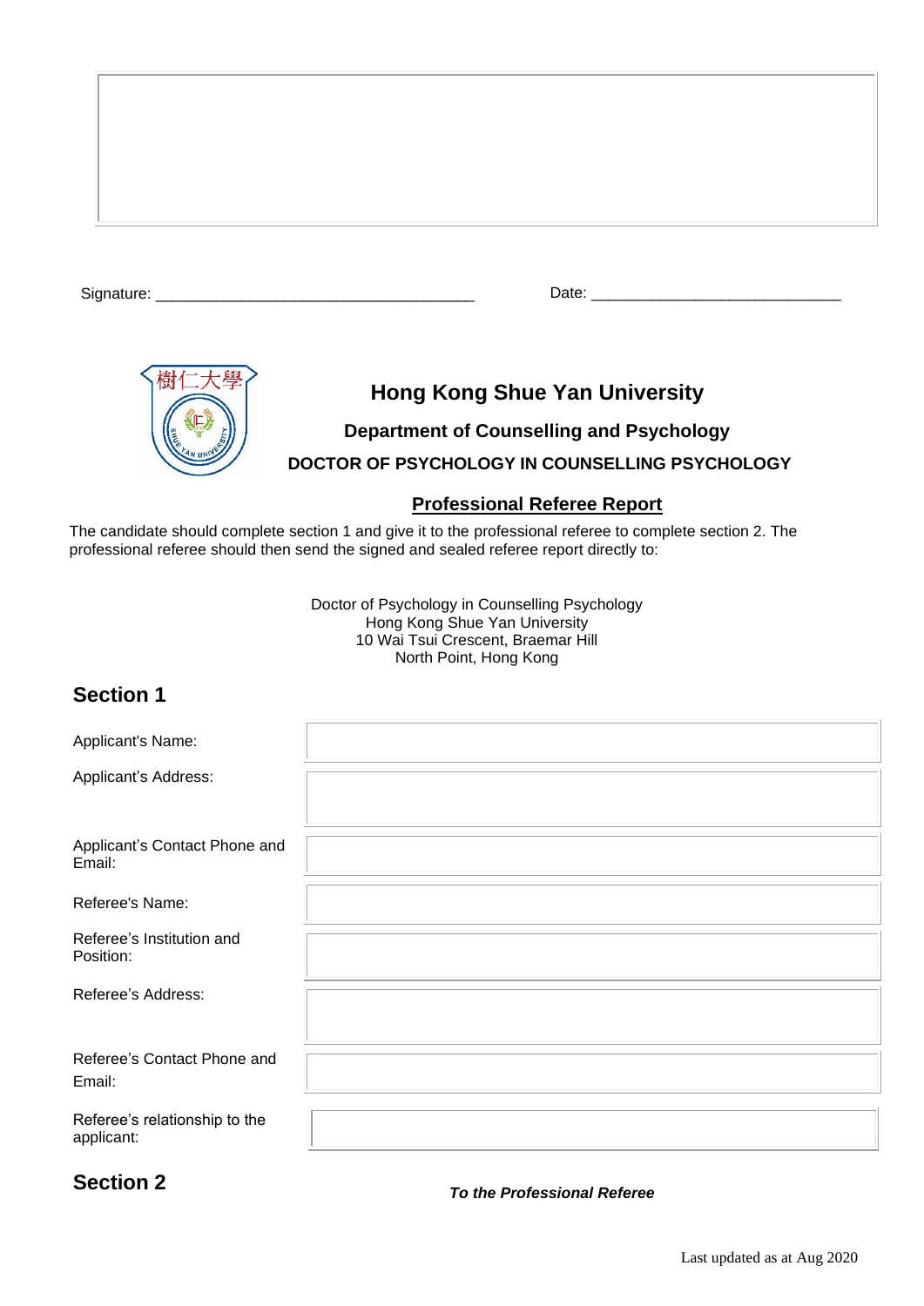Signature: ____________________________________ Date: _____________________________

# Hong Kong Shue Yan University

## Department of Counselling and Psychology

### DOCTOR OF PSYCHOLOGY IN COUNSELLING PSYCHOLOGY

**Professional Referee Report**

The candidate should complete section 1 and give it to the professional referee to complete section 2. The professional referee should then send the signed and sealed referee report directly to:

Doctor of Psychology in Counselling Psychology
Hong Kong Shue Yan University
10 Wai Tsui Crescent, Braemar Hill
North Point, Hong Kong

## Section 1

| | |
|---|---|
| Applicant's Name: | |
| Applicant's Address: | |
| Applicant's Contact Phone and Email: | |
| Referee's Name: | |
| Referee's Institution and Position: | |
| Referee's Address: | |
| Referee's Contact Phone and Email: | |
| Referee's relationship to the applicant: | |

## Section 2

***To the Professional Referee***

Last updated as at Aug 2020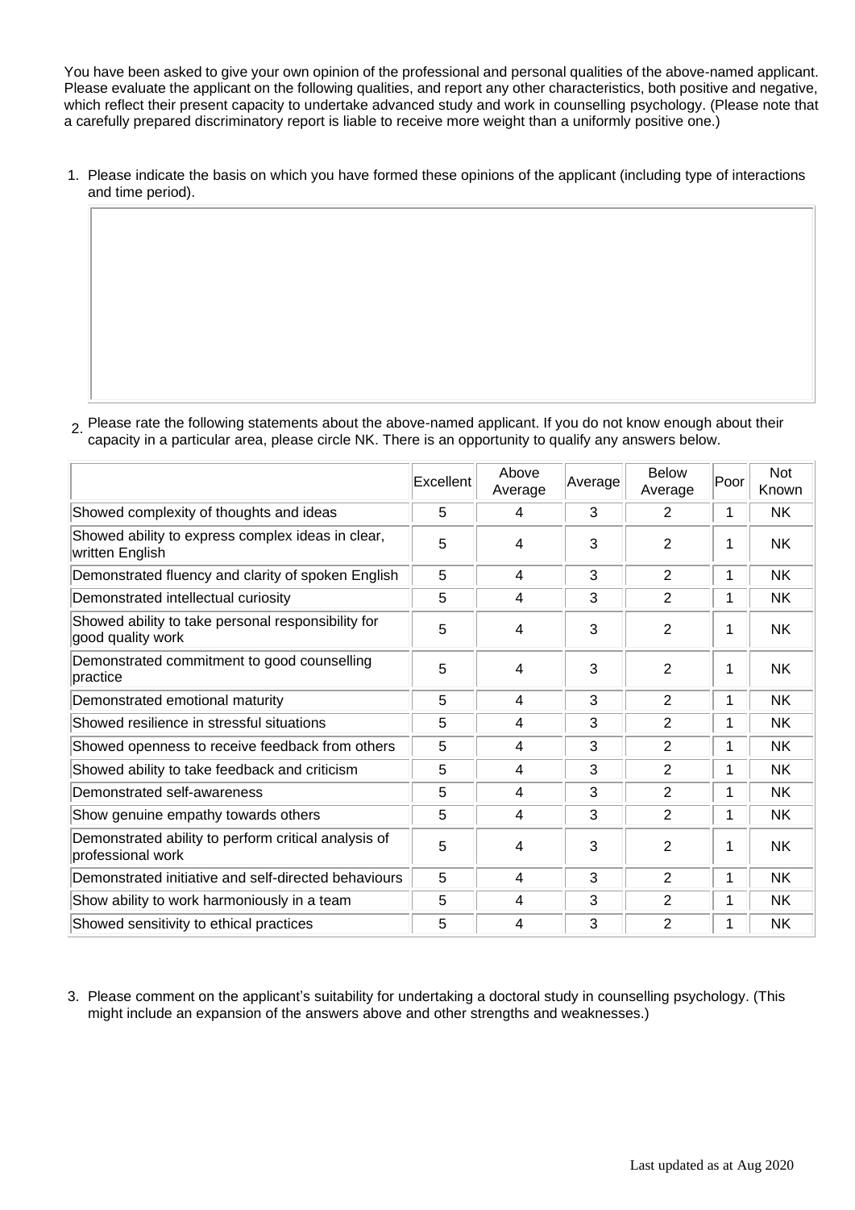You have been asked to give your own opinion of the professional and personal qualities of the above-named applicant. Please evaluate the applicant on the following qualities, and report any other characteristics, both positive and negative, which reflect their present capacity to undertake advanced study and work in counselling psychology. (Please note that a carefully prepared discriminatory report is liable to receive more weight than a uniformly positive one.)

1. Please indicate the basis on which you have formed these opinions of the applicant (including type of interactions and time period).

2. Please rate the following statements about the above-named applicant. If you do not know enough about their capacity in a particular area, please circle NK. There is an opportunity to qualify any answers below.

| | Excellent | Above Average | Average | Below Average | Poor | Not Known |
|---|---|---|---|---|---|---|
| Showed complexity of thoughts and ideas | 5 | 4 | 3 | 2 | 1 | NK |
| Showed ability to express complex ideas in clear, written English | 5 | 4 | 3 | 2 | 1 | NK |
| Demonstrated fluency and clarity of spoken English | 5 | 4 | 3 | 2 | 1 | NK |
| Demonstrated intellectual curiosity | 5 | 4 | 3 | 2 | 1 | NK |
| Showed ability to take personal responsibility for good quality work | 5 | 4 | 3 | 2 | 1 | NK |
| Demonstrated commitment to good counselling practice | 5 | 4 | 3 | 2 | 1 | NK |
| Demonstrated emotional maturity | 5 | 4 | 3 | 2 | 1 | NK |
| Showed resilience in stressful situations | 5 | 4 | 3 | 2 | 1 | NK |
| Showed openness to receive feedback from others | 5 | 4 | 3 | 2 | 1 | NK |
| Showed ability to take feedback and criticism | 5 | 4 | 3 | 2 | 1 | NK |
| Demonstrated self-awareness | 5 | 4 | 3 | 2 | 1 | NK |
| Show genuine empathy towards others | 5 | 4 | 3 | 2 | 1 | NK |
| Demonstrated ability to perform critical analysis of professional work | 5 | 4 | 3 | 2 | 1 | NK |
| Demonstrated initiative and self-directed behaviours | 5 | 4 | 3 | 2 | 1 | NK |
| Show ability to work harmoniously in a team | 5 | 4 | 3 | 2 | 1 | NK |
| Showed sensitivity to ethical practices | 5 | 4 | 3 | 2 | 1 | NK |

3. Please comment on the applicant's suitability for undertaking a doctoral study in counselling psychology. (This might include an expansion of the answers above and other strengths and weaknesses.)

Last updated as at Aug 2020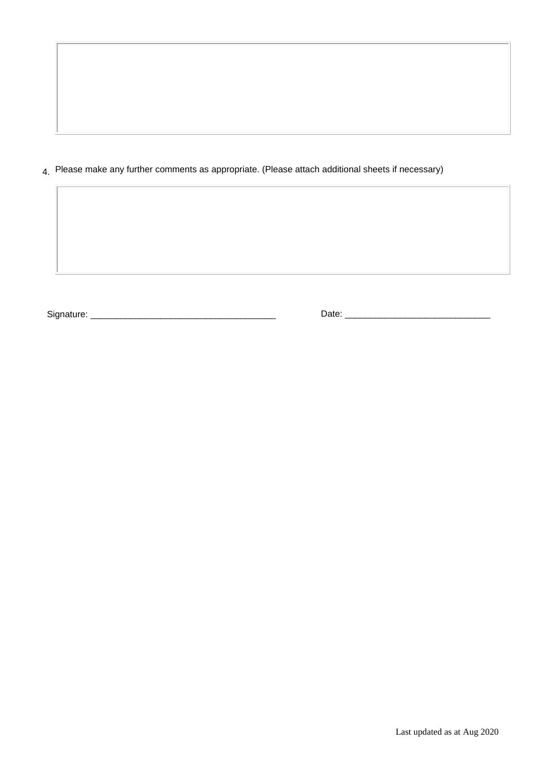4. Please make any further comments as appropriate. (Please attach additional sheets if necessary)

Signature: ______________________________________ Date: ______________________________

Last updated as at Aug 2020